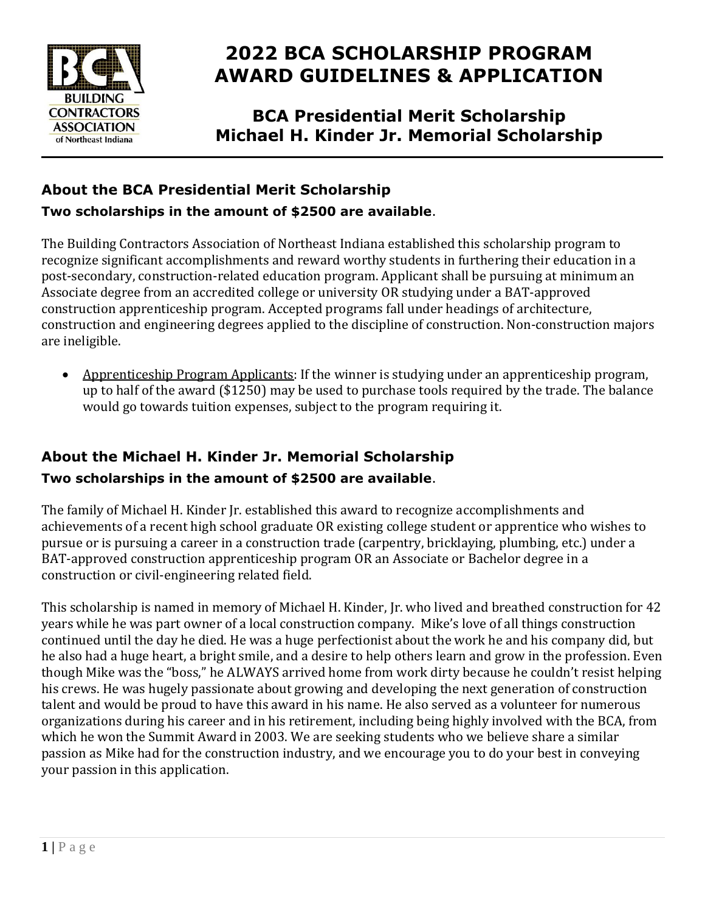# 2022 BCA SCHOLARSHIP PROGRAM AWARD GUIDELINES & APPLICATION

## BCA Presidential Merit Scholarship
## Michael H. Kinder Jr. Memorial Scholarship

---

### About the BCA Presidential Merit Scholarship

**Two scholarships in the amount of $2500 are available**.

The Building Contractors Association of Northeast Indiana established this scholarship program to recognize significant accomplishments and reward worthy students in furthering their education in a post-secondary, construction-related education program. Applicant shall be pursuing at minimum an Associate degree from an accredited college or university OR studying under a BAT-approved construction apprenticeship program. Accepted programs fall under headings of architecture, construction and engineering degrees applied to the discipline of construction. Non-construction majors are ineligible.

- Apprenticeship Program Applicants: If the winner is studying under an apprenticeship program, up to half of the award ($1250) may be used to purchase tools required by the trade. The balance would go towards tuition expenses, subject to the program requiring it.

### About the Michael H. Kinder Jr. Memorial Scholarship

**Two scholarships in the amount of $2500 are available**.

The family of Michael H. Kinder Jr. established this award to recognize accomplishments and achievements of a recent high school graduate OR existing college student or apprentice who wishes to pursue or is pursuing a career in a construction trade (carpentry, bricklaying, plumbing, etc.) under a BAT-approved construction apprenticeship program OR an Associate or Bachelor degree in a construction or civil-engineering related field.

This scholarship is named in memory of Michael H. Kinder, Jr. who lived and breathed construction for 42 years while he was part owner of a local construction company. Mike's love of all things construction continued until the day he died. He was a huge perfectionist about the work he and his company did, but he also had a huge heart, a bright smile, and a desire to help others learn and grow in the profession. Even though Mike was the "boss," he ALWAYS arrived home from work dirty because he couldn't resist helping his crews. He was hugely passionate about growing and developing the next generation of construction talent and would be proud to have this award in his name. He also served as a volunteer for numerous organizations during his career and in his retirement, including being highly involved with the BCA, from which he won the Summit Award in 2003. We are seeking students who we believe share a similar passion as Mike had for the construction industry, and we encourage you to do your best in conveying your passion in this application.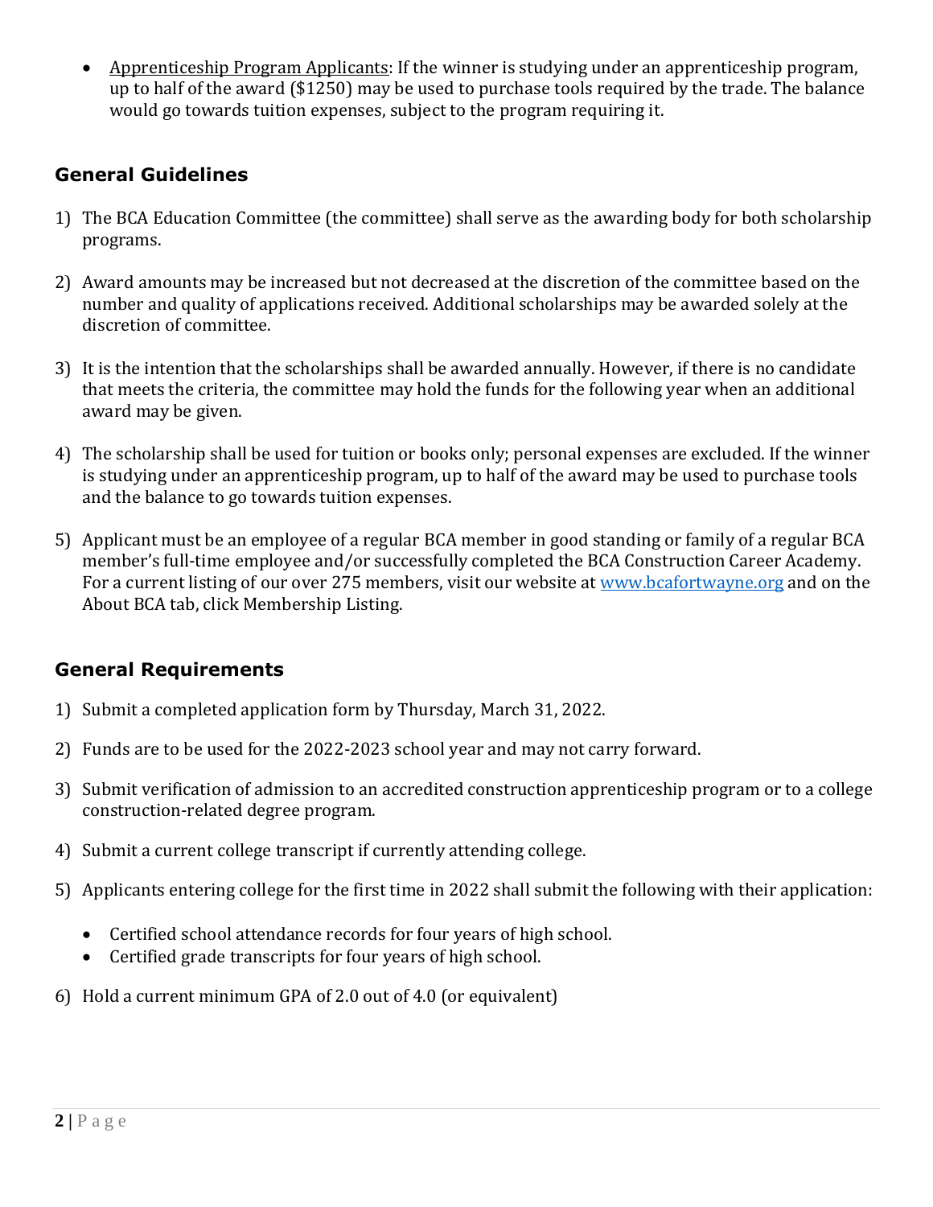- Apprenticeship Program Applicants: If the winner is studying under an apprenticeship program, up to half of the award ($1250) may be used to purchase tools required by the trade. The balance would go towards tuition expenses, subject to the program requiring it.

## General Guidelines

1) The BCA Education Committee (the committee) shall serve as the awarding body for both scholarship programs.

2) Award amounts may be increased but not decreased at the discretion of the committee based on the number and quality of applications received. Additional scholarships may be awarded solely at the discretion of committee.

3) It is the intention that the scholarships shall be awarded annually. However, if there is no candidate that meets the criteria, the committee may hold the funds for the following year when an additional award may be given.

4) The scholarship shall be used for tuition or books only; personal expenses are excluded. If the winner is studying under an apprenticeship program, up to half of the award may be used to purchase tools and the balance to go towards tuition expenses.

5) Applicant must be an employee of a regular BCA member in good standing or family of a regular BCA member's full-time employee and/or successfully completed the BCA Construction Career Academy. For a current listing of our over 275 members, visit our website at www.bcafortwayne.org and on the About BCA tab, click Membership Listing.

## General Requirements

1) Submit a completed application form by Thursday, March 31, 2022.

2) Funds are to be used for the 2022-2023 school year and may not carry forward.

3) Submit verification of admission to an accredited construction apprenticeship program or to a college construction-related degree program.

4) Submit a current college transcript if currently attending college.

5) Applicants entering college for the first time in 2022 shall submit the following with their application:

   - Certified school attendance records for four years of high school.
   - Certified grade transcripts for four years of high school.

6) Hold a current minimum GPA of 2.0 out of 4.0 (or equivalent)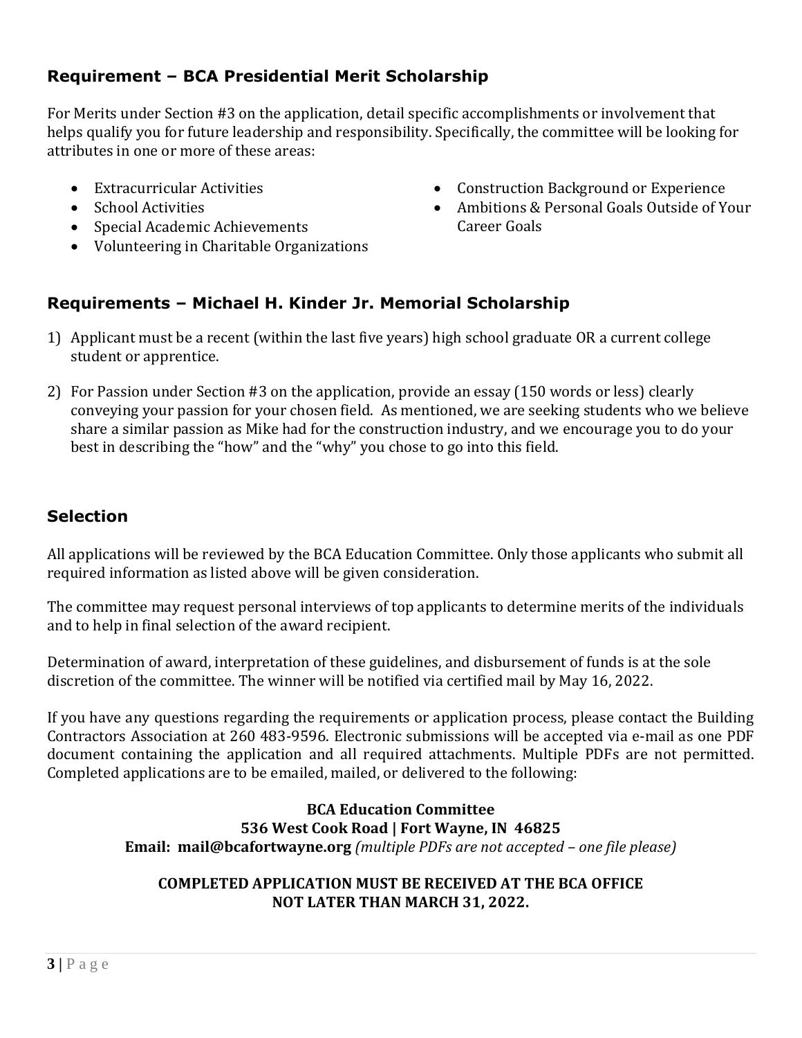## Requirement – BCA Presidential Merit Scholarship

For Merits under Section #3 on the application, detail specific accomplishments or involvement that helps qualify you for future leadership and responsibility. Specifically, the committee will be looking for attributes in one or more of these areas:

- Extracurricular Activities
- School Activities
- Special Academic Achievements
- Volunteering in Charitable Organizations
- Construction Background or Experience
- Ambitions & Personal Goals Outside of Your Career Goals

## Requirements – Michael H. Kinder Jr. Memorial Scholarship

1) Applicant must be a recent (within the last five years) high school graduate OR a current college student or apprentice.

2) For Passion under Section #3 on the application, provide an essay (150 words or less) clearly conveying your passion for your chosen field. As mentioned, we are seeking students who we believe share a similar passion as Mike had for the construction industry, and we encourage you to do your best in describing the "how" and the "why" you chose to go into this field.

## Selection

All applications will be reviewed by the BCA Education Committee. Only those applicants who submit all required information as listed above will be given consideration.

The committee may request personal interviews of top applicants to determine merits of the individuals and to help in final selection of the award recipient.

Determination of award, interpretation of these guidelines, and disbursement of funds is at the sole discretion of the committee. The winner will be notified via certified mail by May 16, 2022.

If you have any questions regarding the requirements or application process, please contact the Building Contractors Association at 260 483-9596. Electronic submissions will be accepted via e-mail as one PDF document containing the application and all required attachments. Multiple PDFs are not permitted. Completed applications are to be emailed, mailed, or delivered to the following:

**BCA Education Committee**
**536 West Cook Road | Fort Wayne, IN 46825**
**Email: mail@bcafortwayne.org** *(multiple PDFs are not accepted – one file please)*

**COMPLETED APPLICATION MUST BE RECEIVED AT THE BCA OFFICE NOT LATER THAN MARCH 31, 2022.**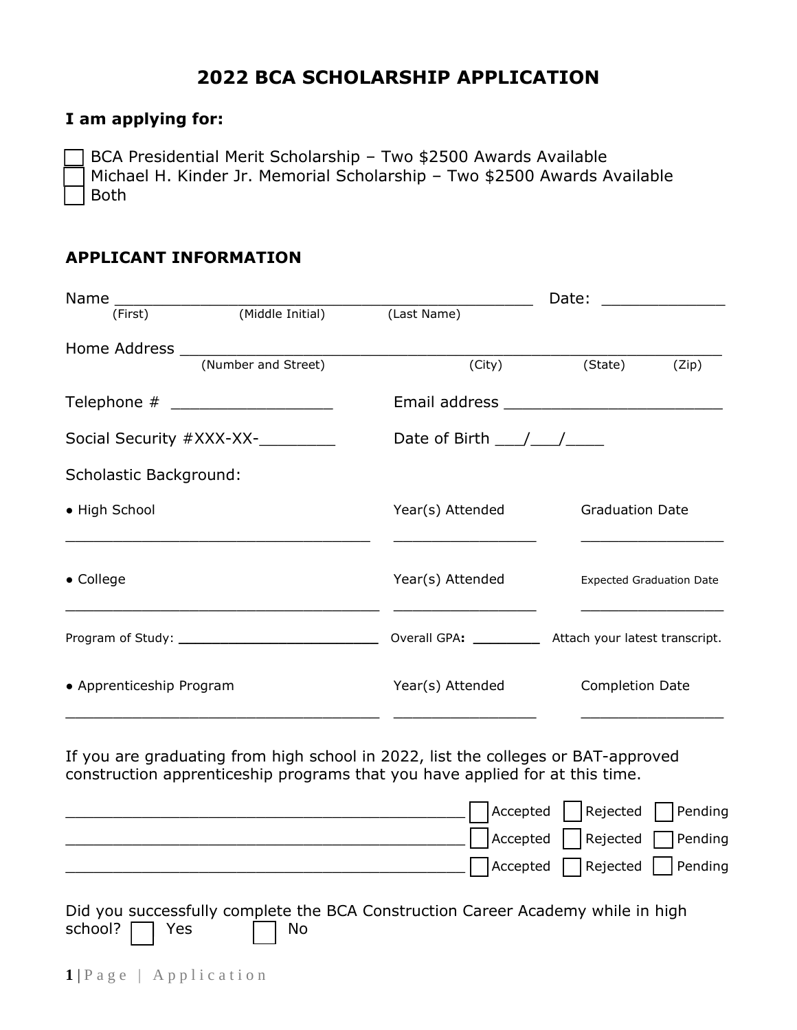# 2022 BCA SCHOLARSHIP APPLICATION

**I am applying for:**

☐ BCA Presidential Merit Scholarship – Two $2500 Awards Available
☐ Michael H. Kinder Jr. Memorial Scholarship – Two $2500 Awards Available
☐ Both

## APPLICANT INFORMATION

Name _____________________________________________ Date: _____________
(First) (Middle Initial) (Last Name)

Home Address __________________________________________________________
(Number and Street) (City) (State) (Zip)

Telephone # _________________ Email address _______________________

Social Security #XXX-XX-________ Date of Birth ___/___/____

Scholastic Background:

| • High School | Year(s) Attended | Graduation Date |
|---|---|---|
| _________________________________ | ________________ | ________________ |

| • College | Year(s) Attended | Expected Graduation Date |
|---|---|---|
| ___________________________________ | ________________ | ________________ |

Program of Study: ________________________ Overall GPA**:** ________ Attach your latest transcript.

| • Apprenticeship Program | Year(s) Attended | Completion Date |
|---|---|---|
| ___________________________________ | ________________ | ________________ |

If you are graduating from high school in 2022, list the colleges or BAT-approved construction apprenticeship programs that you have applied for at this time.

_____________________________________________ ☐ Accepted ☐ Rejected ☐ Pending
_____________________________________________ ☐ Accepted ☐ Rejected ☐ Pending
_____________________________________________ ☐ Accepted ☐ Rejected ☐ Pending

Did you successfully complete the BCA Construction Career Academy while in high school? ☐ Yes ☐ No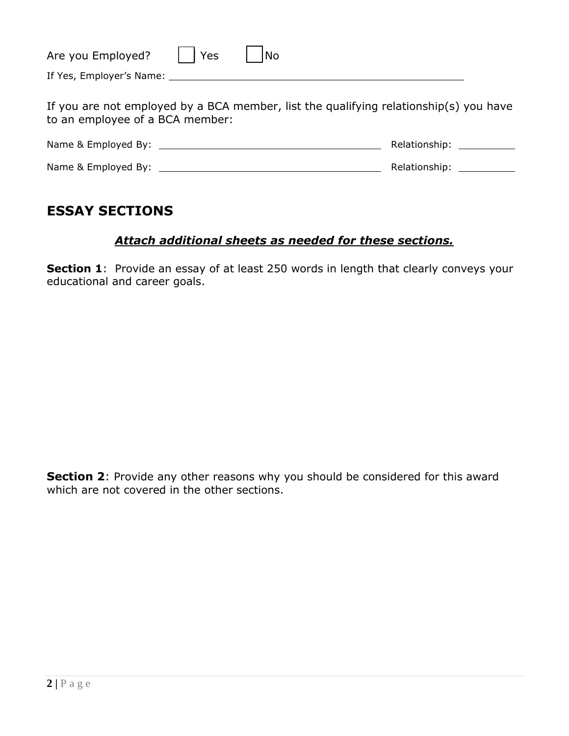Are you Employed? ☐ Yes ☐ No

If Yes, Employer's Name: ______________________________________________________

If you are not employed by a BCA member, list the qualifying relationship(s) you have to an employee of a BCA member:

Name & Employed By: ________________________________________ Relationship: ___________

Name & Employed By: ________________________________________ Relationship: ___________

## ESSAY SECTIONS

***Attach additional sheets as needed for these sections.***

**Section 1**: Provide an essay of at least 250 words in length that clearly conveys your educational and career goals.

**Section 2**: Provide any other reasons why you should be considered for this award which are not covered in the other sections.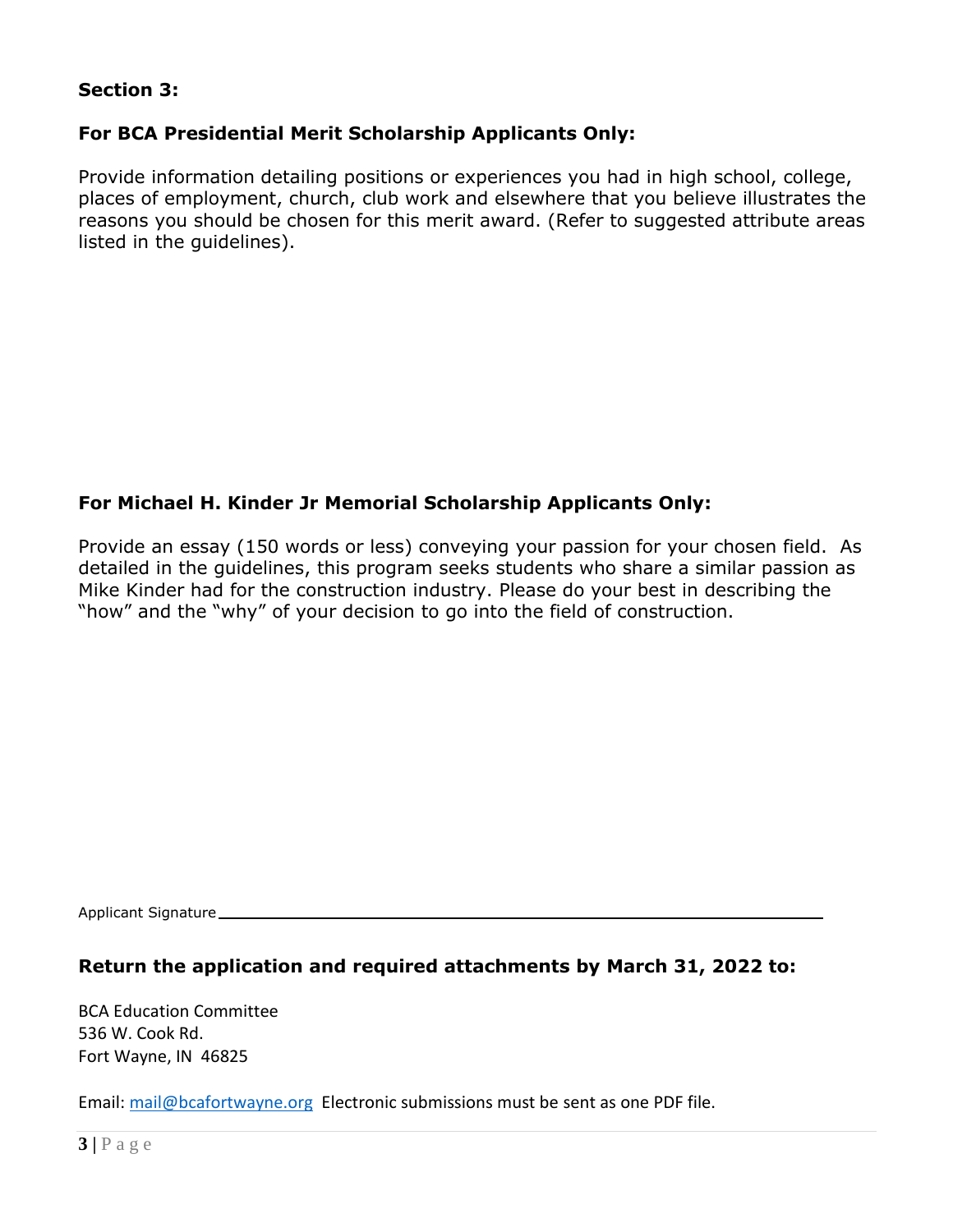**Section 3:**

**For BCA Presidential Merit Scholarship Applicants Only:**

Provide information detailing positions or experiences you had in high school, college, places of employment, church, club work and elsewhere that you believe illustrates the reasons you should be chosen for this merit award. (Refer to suggested attribute areas listed in the guidelines).

**For Michael H. Kinder Jr Memorial Scholarship Applicants Only:**

Provide an essay (150 words or less) conveying your passion for your chosen field. As detailed in the guidelines, this program seeks students who share a similar passion as Mike Kinder had for the construction industry. Please do your best in describing the "how" and the "why" of your decision to go into the field of construction.

Applicant Signature\_\_\_\_\_\_\_\_\_\_\_\_\_\_\_\_\_\_\_\_\_\_\_\_\_\_\_\_\_\_\_\_\_\_\_\_\_\_\_\_\_\_\_\_\_\_\_\_

**Return the application and required attachments by March 31, 2022 to:**

BCA Education Committee
536 W. Cook Rd.
Fort Wayne, IN 46825

Email: mail@bcafortwayne.org Electronic submissions must be sent as one PDF file.